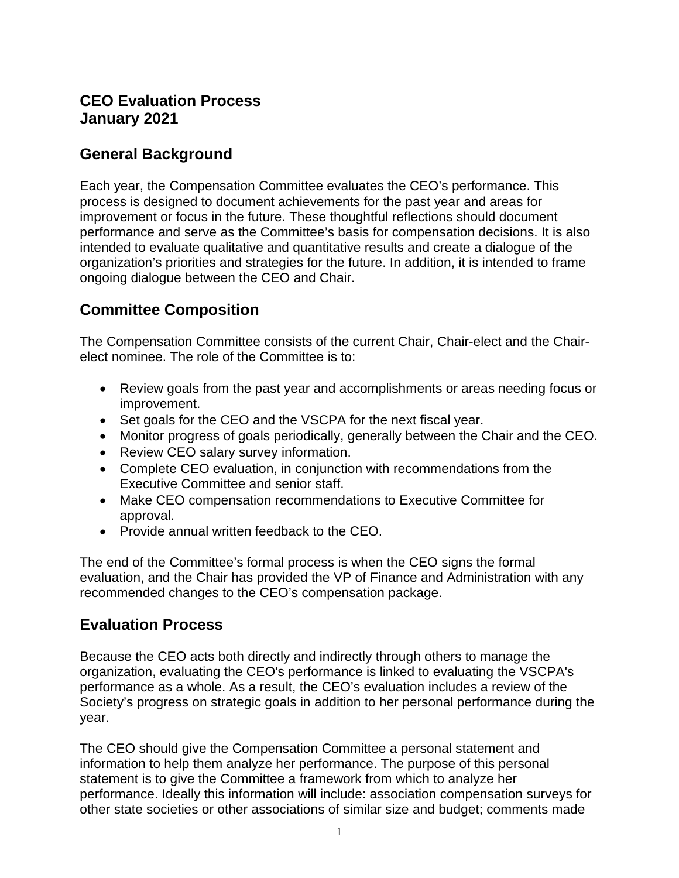# CEO Evaluation Process
# January 2021

## General Background

Each year, the Compensation Committee evaluates the CEO's performance. This process is designed to document achievements for the past year and areas for improvement or focus in the future. These thoughtful reflections should document performance and serve as the Committee's basis for compensation decisions. It is also intended to evaluate qualitative and quantitative results and create a dialogue of the organization's priorities and strategies for the future. In addition, it is intended to frame ongoing dialogue between the CEO and Chair.

## Committee Composition

The Compensation Committee consists of the current Chair, Chair-elect and the Chair-elect nominee. The role of the Committee is to:

- Review goals from the past year and accomplishments or areas needing focus or improvement.
- Set goals for the CEO and the VSCPA for the next fiscal year.
- Monitor progress of goals periodically, generally between the Chair and the CEO.
- Review CEO salary survey information.
- Complete CEO evaluation, in conjunction with recommendations from the Executive Committee and senior staff.
- Make CEO compensation recommendations to Executive Committee for approval.
- Provide annual written feedback to the CEO.

The end of the Committee's formal process is when the CEO signs the formal evaluation, and the Chair has provided the VP of Finance and Administration with any recommended changes to the CEO's compensation package.

## Evaluation Process

Because the CEO acts both directly and indirectly through others to manage the organization, evaluating the CEO's performance is linked to evaluating the VSCPA's performance as a whole. As a result, the CEO's evaluation includes a review of the Society's progress on strategic goals in addition to her personal performance during the year.

The CEO should give the Compensation Committee a personal statement and information to help them analyze her performance. The purpose of this personal statement is to give the Committee a framework from which to analyze her performance. Ideally this information will include: association compensation surveys for other state societies or other associations of similar size and budget; comments made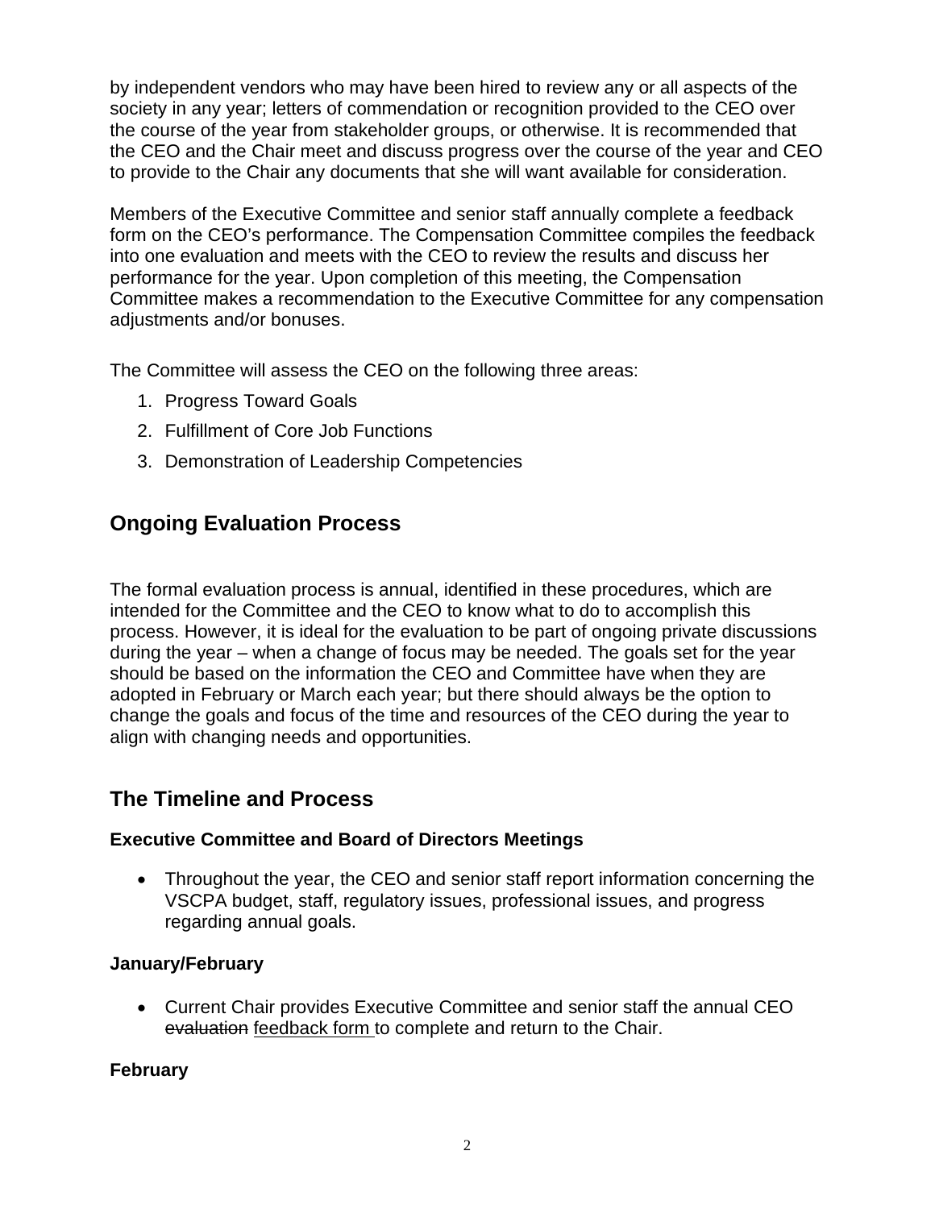by independent vendors who may have been hired to review any or all aspects of the society in any year; letters of commendation or recognition provided to the CEO over the course of the year from stakeholder groups, or otherwise. It is recommended that the CEO and the Chair meet and discuss progress over the course of the year and CEO to provide to the Chair any documents that she will want available for consideration.

Members of the Executive Committee and senior staff annually complete a feedback form on the CEO's performance. The Compensation Committee compiles the feedback into one evaluation and meets with the CEO to review the results and discuss her performance for the year. Upon completion of this meeting, the Compensation Committee makes a recommendation to the Executive Committee for any compensation adjustments and/or bonuses.

The Committee will assess the CEO on the following three areas:

1. Progress Toward Goals
2. Fulfillment of Core Job Functions
3. Demonstration of Leadership Competencies

## Ongoing Evaluation Process

The formal evaluation process is annual, identified in these procedures, which are intended for the Committee and the CEO to know what to do to accomplish this process. However, it is ideal for the evaluation to be part of ongoing private discussions during the year – when a change of focus may be needed. The goals set for the year should be based on the information the CEO and Committee have when they are adopted in February or March each year; but there should always be the option to change the goals and focus of the time and resources of the CEO during the year to align with changing needs and opportunities.

## The Timeline and Process

### Executive Committee and Board of Directors Meetings

- Throughout the year, the CEO and senior staff report information concerning the VSCPA budget, staff, regulatory issues, professional issues, and progress regarding annual goals.

### January/February

- Current Chair provides Executive Committee and senior staff the annual CEO ~~evaluation~~ feedback form to complete and return to the Chair.

### February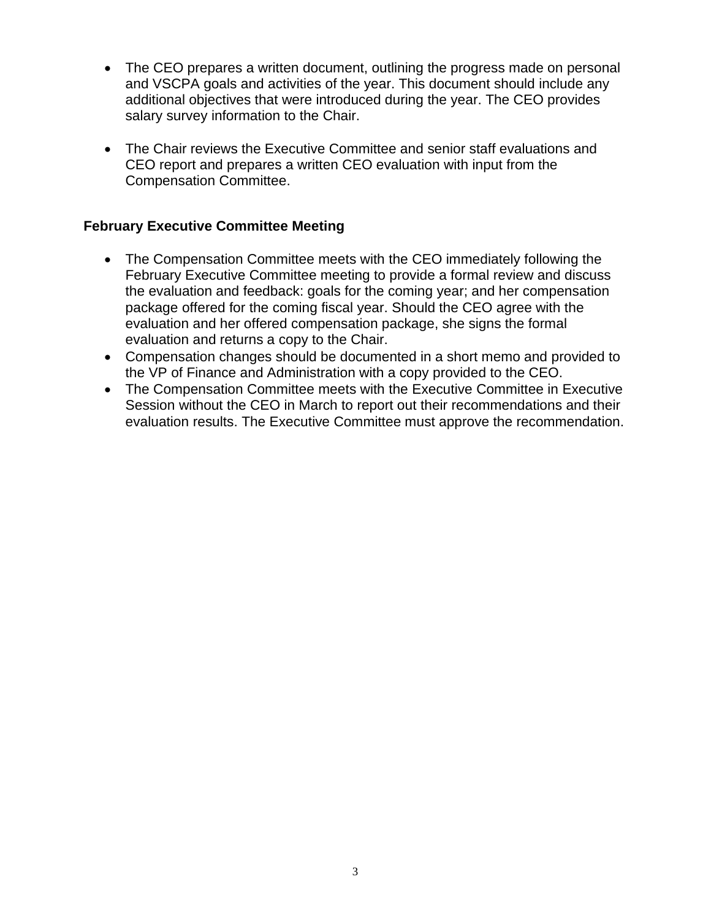- The CEO prepares a written document, outlining the progress made on personal and VSCPA goals and activities of the year. This document should include any additional objectives that were introduced during the year. The CEO provides salary survey information to the Chair.

- The Chair reviews the Executive Committee and senior staff evaluations and CEO report and prepares a written CEO evaluation with input from the Compensation Committee.

**February Executive Committee Meeting**

- The Compensation Committee meets with the CEO immediately following the February Executive Committee meeting to provide a formal review and discuss the evaluation and feedback: goals for the coming year; and her compensation package offered for the coming fiscal year. Should the CEO agree with the evaluation and her offered compensation package, she signs the formal evaluation and returns a copy to the Chair.
- Compensation changes should be documented in a short memo and provided to the VP of Finance and Administration with a copy provided to the CEO.
- The Compensation Committee meets with the Executive Committee in Executive Session without the CEO in March to report out their recommendations and their evaluation results. The Executive Committee must approve the recommendation.